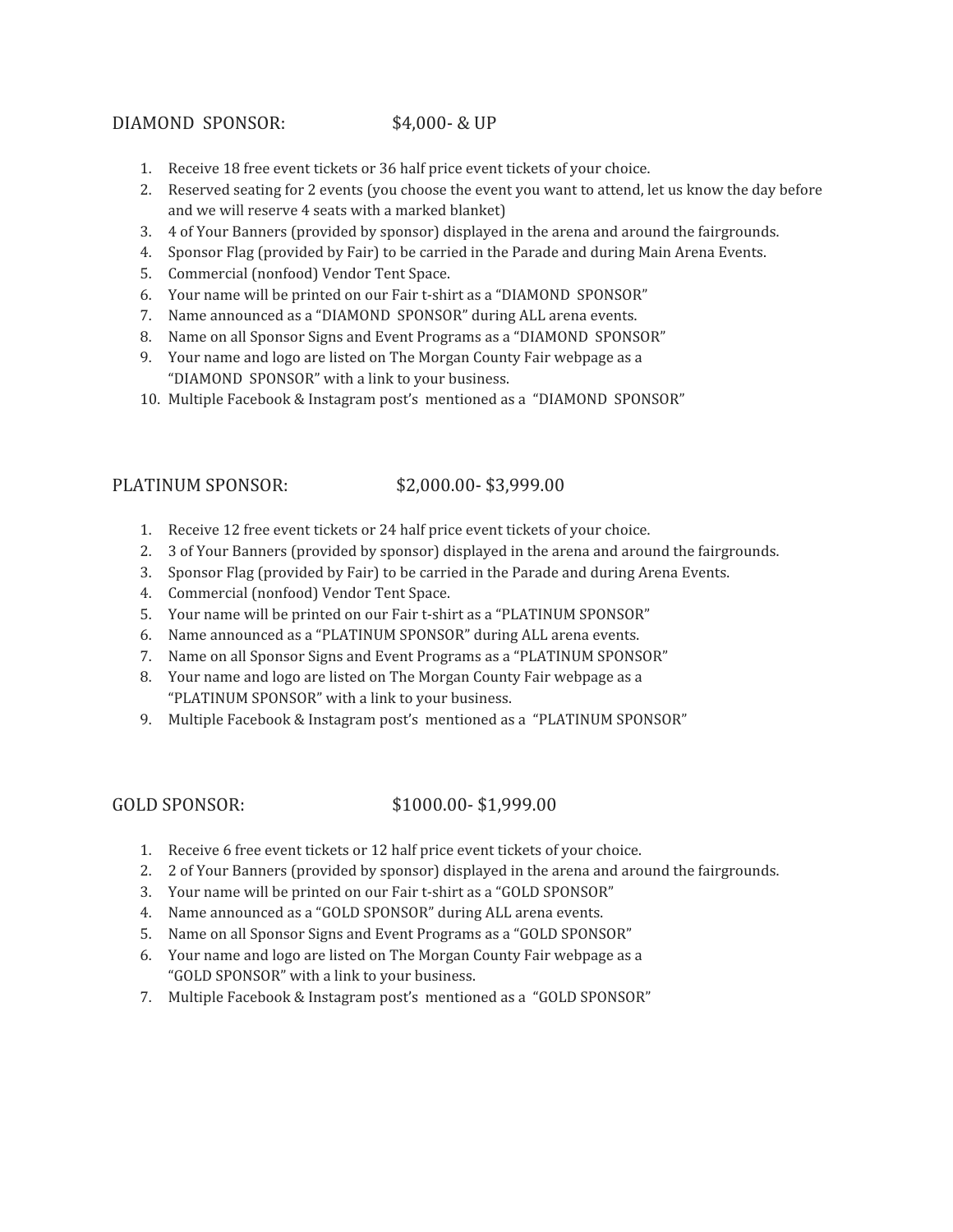## DIAMOND SPONSOR: $4,000- & UP

1. Receive 18 free event tickets or 36 half price event tickets of your choice.
2. Reserved seating for 2 events (you choose the event you want to attend, let us know the day before and we will reserve 4 seats with a marked blanket)
3. 4 of Your Banners (provided by sponsor) displayed in the arena and around the fairgrounds.
4. Sponsor Flag (provided by Fair) to be carried in the Parade and during Main Arena Events.
5. Commercial (nonfood) Vendor Tent Space.
6. Your name will be printed on our Fair t-shirt as a "DIAMOND SPONSOR"
7. Name announced as a "DIAMOND SPONSOR" during ALL arena events.
8. Name on all Sponsor Signs and Event Programs as a "DIAMOND SPONSOR"
9. Your name and logo are listed on The Morgan County Fair webpage as a "DIAMOND SPONSOR" with a link to your business.
10. Multiple Facebook & Instagram post's mentioned as a "DIAMOND SPONSOR"

## PLATINUM SPONSOR: $2,000.00- $3,999.00

1. Receive 12 free event tickets or 24 half price event tickets of your choice.
2. 3 of Your Banners (provided by sponsor) displayed in the arena and around the fairgrounds.
3. Sponsor Flag (provided by Fair) to be carried in the Parade and during Arena Events.
4. Commercial (nonfood) Vendor Tent Space.
5. Your name will be printed on our Fair t-shirt as a "PLATINUM SPONSOR"
6. Name announced as a "PLATINUM SPONSOR" during ALL arena events.
7. Name on all Sponsor Signs and Event Programs as a "PLATINUM SPONSOR"
8. Your name and logo are listed on The Morgan County Fair webpage as a "PLATINUM SPONSOR" with a link to your business.
9. Multiple Facebook & Instagram post's mentioned as a "PLATINUM SPONSOR"

## GOLD SPONSOR: $1000.00- $1,999.00

1. Receive 6 free event tickets or 12 half price event tickets of your choice.
2. 2 of Your Banners (provided by sponsor) displayed in the arena and around the fairgrounds.
3. Your name will be printed on our Fair t-shirt as a "GOLD SPONSOR"
4. Name announced as a "GOLD SPONSOR" during ALL arena events.
5. Name on all Sponsor Signs and Event Programs as a "GOLD SPONSOR"
6. Your name and logo are listed on The Morgan County Fair webpage as a "GOLD SPONSOR" with a link to your business.
7. Multiple Facebook & Instagram post's mentioned as a "GOLD SPONSOR"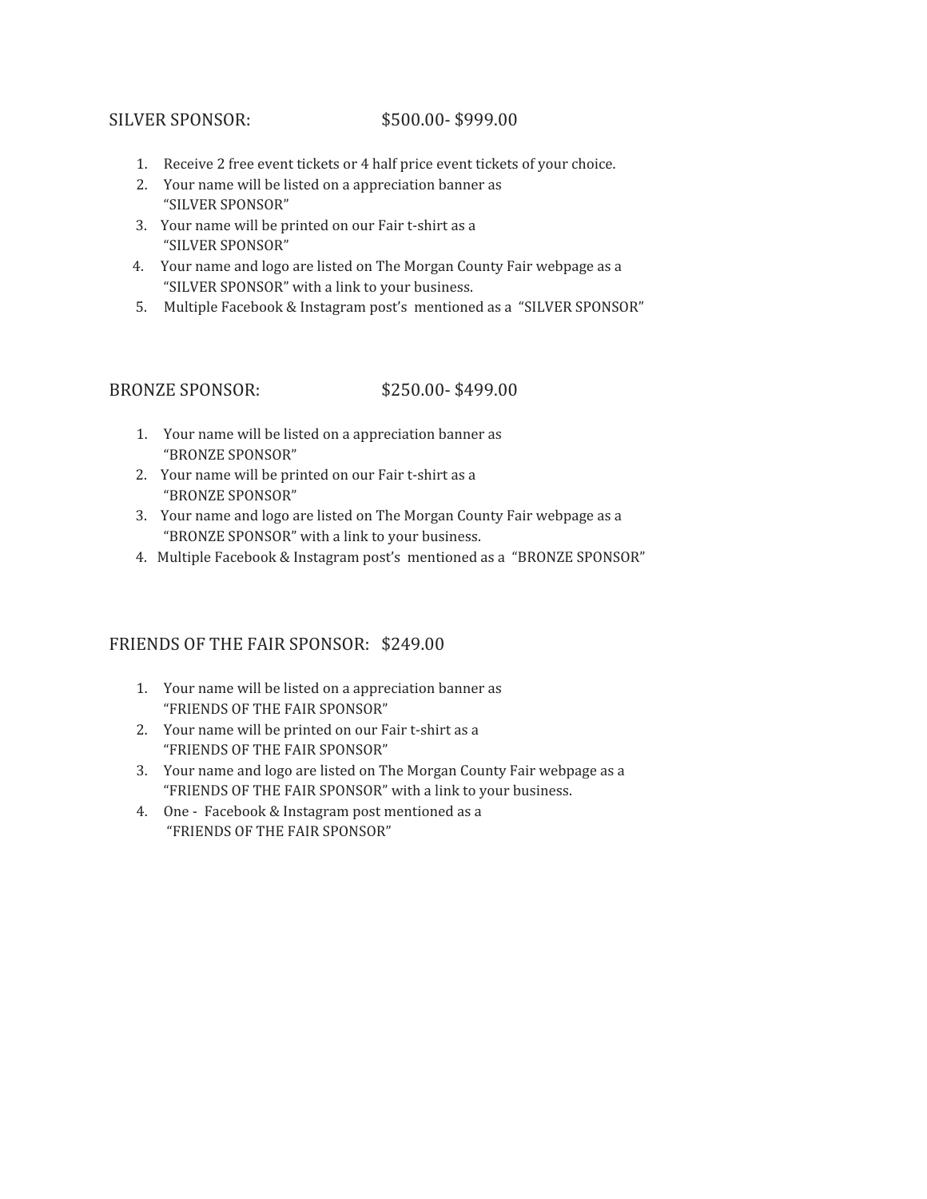SILVER SPONSOR: $500.00- $999.00

1. Receive 2 free event tickets or 4 half price event tickets of your choice.
2. Your name will be listed on a appreciation banner as "SILVER SPONSOR"
3. Your name will be printed on our Fair t-shirt as a "SILVER SPONSOR"
4. Your name and logo are listed on The Morgan County Fair webpage as a "SILVER SPONSOR" with a link to your business.
5. Multiple Facebook & Instagram post's mentioned as a "SILVER SPONSOR"

BRONZE SPONSOR: $250.00- $499.00

1. Your name will be listed on a appreciation banner as "BRONZE SPONSOR"
2. Your name will be printed on our Fair t-shirt as a "BRONZE SPONSOR"
3. Your name and logo are listed on The Morgan County Fair webpage as a "BRONZE SPONSOR" with a link to your business.
4. Multiple Facebook & Instagram post's mentioned as a "BRONZE SPONSOR"

FRIENDS OF THE FAIR SPONSOR: $249.00

1. Your name will be listed on a appreciation banner as "FRIENDS OF THE FAIR SPONSOR"
2. Your name will be printed on our Fair t-shirt as a "FRIENDS OF THE FAIR SPONSOR"
3. Your name and logo are listed on The Morgan County Fair webpage as a "FRIENDS OF THE FAIR SPONSOR" with a link to your business.
4. One - Facebook & Instagram post mentioned as a "FRIENDS OF THE FAIR SPONSOR"